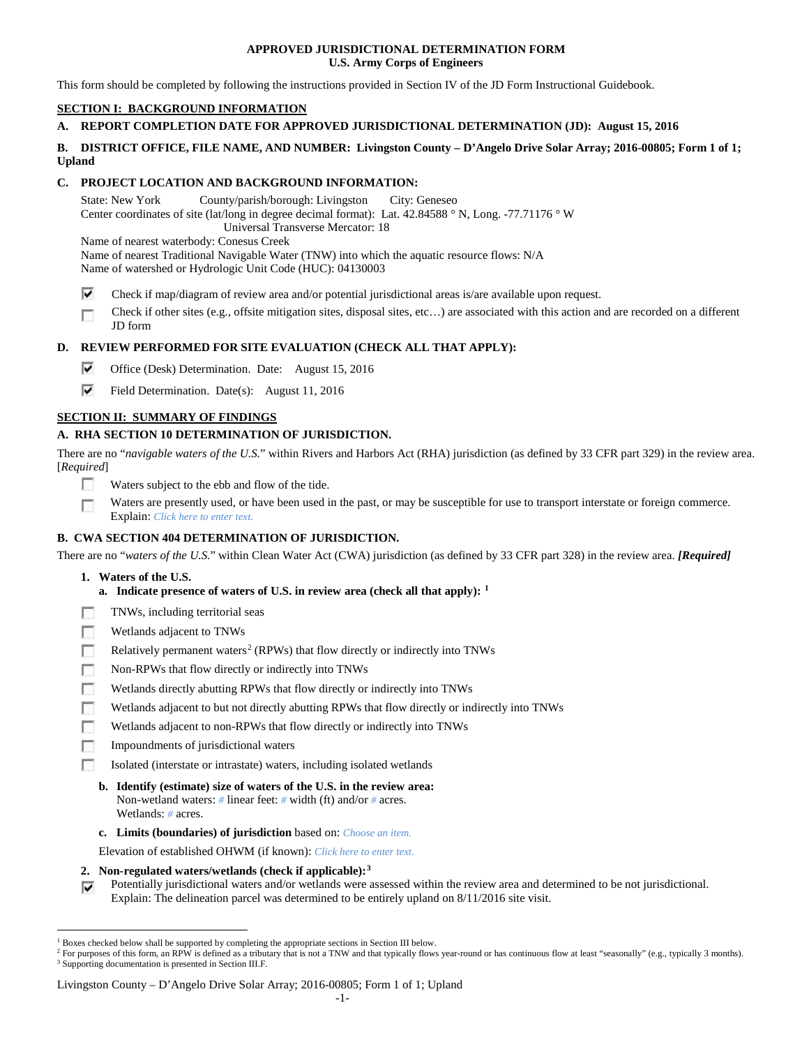**APPROVED JURISDICTIONAL DETERMINATION FORM**
**U.S. Army Corps of Engineers**

This form should be completed by following the instructions provided in Section IV of the JD Form Instructional Guidebook.

## SECTION I: BACKGROUND INFORMATION

**A. REPORT COMPLETION DATE FOR APPROVED JURISDICTIONAL DETERMINATION (JD): August 15, 2016**

**B. DISTRICT OFFICE, FILE NAME, AND NUMBER: Livingston County – D'Angelo Drive Solar Array; 2016-00805; Form 1 of 1; Upland**

**C. PROJECT LOCATION AND BACKGROUND INFORMATION:**

State: New York County/parish/borough: Livingston City: Geneseo
Center coordinates of site (lat/long in degree decimal format): Lat. 42.84588 ° N, Long. -77.71176 ° W
Universal Transverse Mercator: 18
Name of nearest waterbody: Conesus Creek
Name of nearest Traditional Navigable Water (TNW) into which the aquatic resource flows: N/A
Name of watershed or Hydrologic Unit Code (HUC): 04130003

- [x] Check if map/diagram of review area and/or potential jurisdictional areas is/are available upon request.
- [ ] Check if other sites (e.g., offsite mitigation sites, disposal sites, etc…) are associated with this action and are recorded on a different JD form

**D. REVIEW PERFORMED FOR SITE EVALUATION (CHECK ALL THAT APPLY):**

- [x] Office (Desk) Determination. Date: August 15, 2016
- [x] Field Determination. Date(s): August 11, 2016

## SECTION II: SUMMARY OF FINDINGS

**A. RHA SECTION 10 DETERMINATION OF JURISDICTION.**

There are no "*navigable waters of the U.S.*" within Rivers and Harbors Act (RHA) jurisdiction (as defined by 33 CFR part 329) in the review area. [*Required*]

- [ ] Waters subject to the ebb and flow of the tide.
- [ ] Waters are presently used, or have been used in the past, or may be susceptible for use to transport interstate or foreign commerce. Explain: *Click here to enter text.*

**B. CWA SECTION 404 DETERMINATION OF JURISDICTION.**

There are no "*waters of the U.S.*" within Clean Water Act (CWA) jurisdiction (as defined by 33 CFR part 328) in the review area. ***[Required]***

**1. Waters of the U.S.**

**a. Indicate presence of waters of U.S. in review area (check all that apply): [1]**

- [ ] TNWs, including territorial seas
- [ ] Wetlands adjacent to TNWs
- [ ] Relatively permanent waters[2] (RPWs) that flow directly or indirectly into TNWs
- [ ] Non-RPWs that flow directly or indirectly into TNWs
- [ ] Wetlands directly abutting RPWs that flow directly or indirectly into TNWs
- [ ] Wetlands adjacent to but not directly abutting RPWs that flow directly or indirectly into TNWs
- [ ] Wetlands adjacent to non-RPWs that flow directly or indirectly into TNWs
- [ ] Impoundments of jurisdictional waters
- [ ] Isolated (interstate or intrastate) waters, including isolated wetlands

**b. Identify (estimate) size of waters of the U.S. in the review area:**
Non-wetland waters: *#* linear feet: *#* width (ft) and/or *#* acres.
Wetlands: *#* acres.

**c. Limits (boundaries) of jurisdiction** based on: *Choose an item.*

Elevation of established OHWM (if known): *Click here to enter text.*

**2. Non-regulated waters/wetlands (check if applicable): [3]**

- [x] Potentially jurisdictional waters and/or wetlands were assessed within the review area and determined to be not jurisdictional. Explain: The delineation parcel was determined to be entirely upland on 8/11/2016 site visit.

---

[1] Boxes checked below shall be supported by completing the appropriate sections in Section III below.
[2] For purposes of this form, an RPW is defined as a tributary that is not a TNW and that typically flows year-round or has continuous flow at least "seasonally" (e.g., typically 3 months).
[3] Supporting documentation is presented in Section III.F.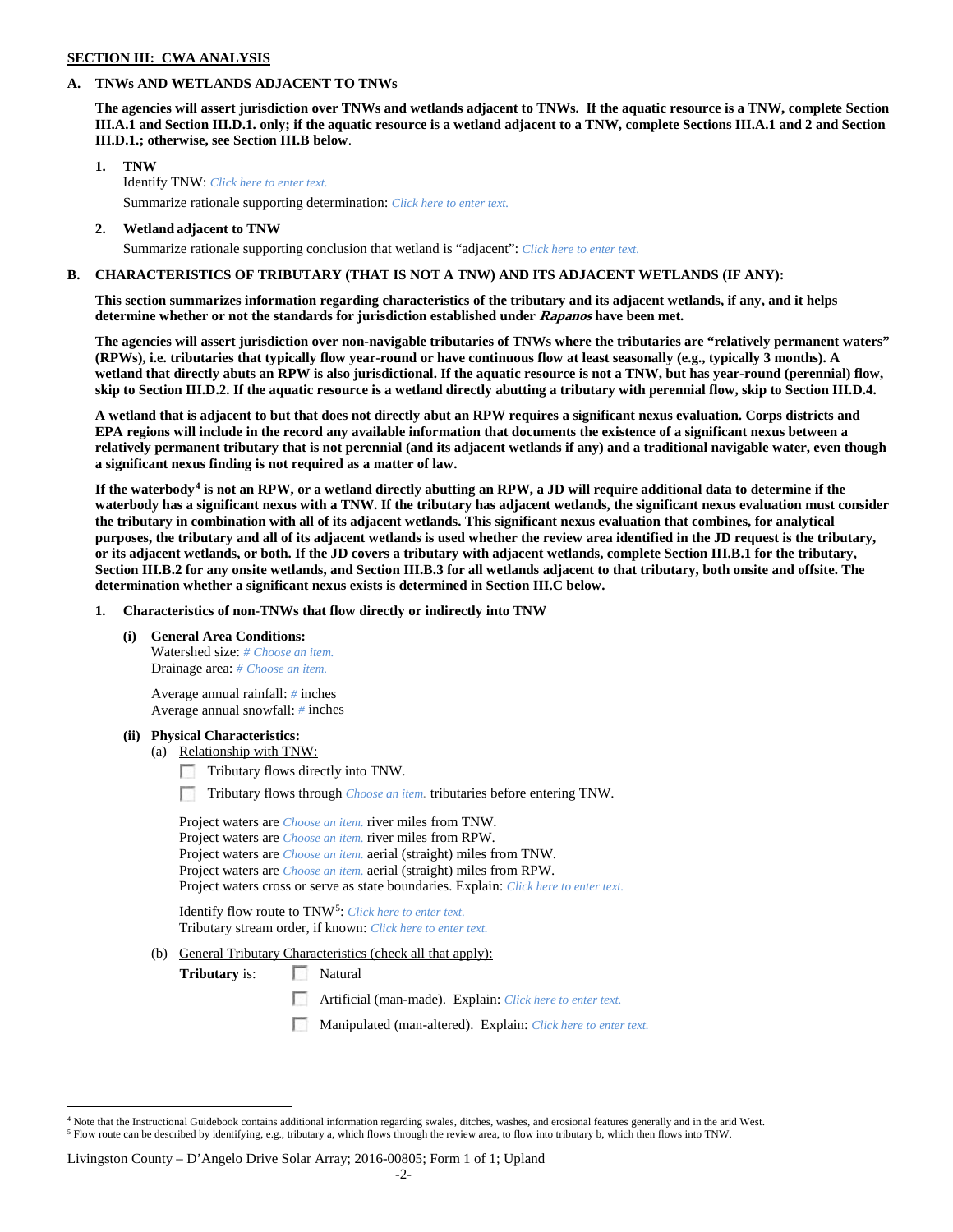**SECTION III: CWA ANALYSIS**

**A. TNWs AND WETLANDS ADJACENT TO TNWs**

**The agencies will assert jurisdiction over TNWs and wetlands adjacent to TNWs. If the aquatic resource is a TNW, complete Section III.A.1 and Section III.D.1. only; if the aquatic resource is a wetland adjacent to a TNW, complete Sections III.A.1 and 2 and Section III.D.1.; otherwise, see Section III.B below**.

**1. TNW**

Identify TNW: *Click here to enter text.*

Summarize rationale supporting determination: *Click here to enter text.*

**2. Wetland adjacent to TNW**

Summarize rationale supporting conclusion that wetland is "adjacent": *Click here to enter text.*

**B. CHARACTERISTICS OF TRIBUTARY (THAT IS NOT A TNW) AND ITS ADJACENT WETLANDS (IF ANY):**

**This section summarizes information regarding characteristics of the tributary and its adjacent wetlands, if any, and it helps determine whether or not the standards for jurisdiction established under *Rapanos* have been met.**

**The agencies will assert jurisdiction over non-navigable tributaries of TNWs where the tributaries are "relatively permanent waters" (RPWs), i.e. tributaries that typically flow year-round or have continuous flow at least seasonally (e.g., typically 3 months). A wetland that directly abuts an RPW is also jurisdictional. If the aquatic resource is not a TNW, but has year-round (perennial) flow, skip to Section III.D.2. If the aquatic resource is a wetland directly abutting a tributary with perennial flow, skip to Section III.D.4.**

**A wetland that is adjacent to but that does not directly abut an RPW requires a significant nexus evaluation. Corps districts and EPA regions will include in the record any available information that documents the existence of a significant nexus between a relatively permanent tributary that is not perennial (and its adjacent wetlands if any) and a traditional navigable water, even though a significant nexus finding is not required as a matter of law.**

**If the waterbody[4] is not an RPW, or a wetland directly abutting an RPW, a JD will require additional data to determine if the waterbody has a significant nexus with a TNW. If the tributary has adjacent wetlands, the significant nexus evaluation must consider the tributary in combination with all of its adjacent wetlands. This significant nexus evaluation that combines, for analytical purposes, the tributary and all of its adjacent wetlands is used whether the review area identified in the JD request is the tributary, or its adjacent wetlands, or both. If the JD covers a tributary with adjacent wetlands, complete Section III.B.1 for the tributary, Section III.B.2 for any onsite wetlands, and Section III.B.3 for all wetlands adjacent to that tributary, both onsite and offsite. The determination whether a significant nexus exists is determined in Section III.C below.**

**1. Characteristics of non-TNWs that flow directly or indirectly into TNW**

**(i) General Area Conditions:**

Watershed size: *# Choose an item.*
Drainage area: *# Choose an item.*

Average annual rainfall: *#* inches
Average annual snowfall: *#* inches

**(ii) Physical Characteristics:**

(a) Relationship with TNW:

☐ Tributary flows directly into TNW.

☐ Tributary flows through *Choose an item.* tributaries before entering TNW.

Project waters are *Choose an item.* river miles from TNW.
Project waters are *Choose an item.* river miles from RPW.
Project waters are *Choose an item.* aerial (straight) miles from TNW.
Project waters are *Choose an item.* aerial (straight) miles from RPW.
Project waters cross or serve as state boundaries. Explain: *Click here to enter text.*

Identify flow route to TNW[5]: *Click here to enter text.*
Tributary stream order, if known: *Click here to enter text.*

(b) General Tributary Characteristics (check all that apply):

**Tributary** is: ☐ Natural

☐ Artificial (man-made). Explain: *Click here to enter text.*

☐ Manipulated (man-altered). Explain: *Click here to enter text.*

[4] Note that the Instructional Guidebook contains additional information regarding swales, ditches, washes, and erosional features generally and in the arid West.
[5] Flow route can be described by identifying, e.g., tributary a, which flows through the review area, to flow into tributary b, which then flows into TNW.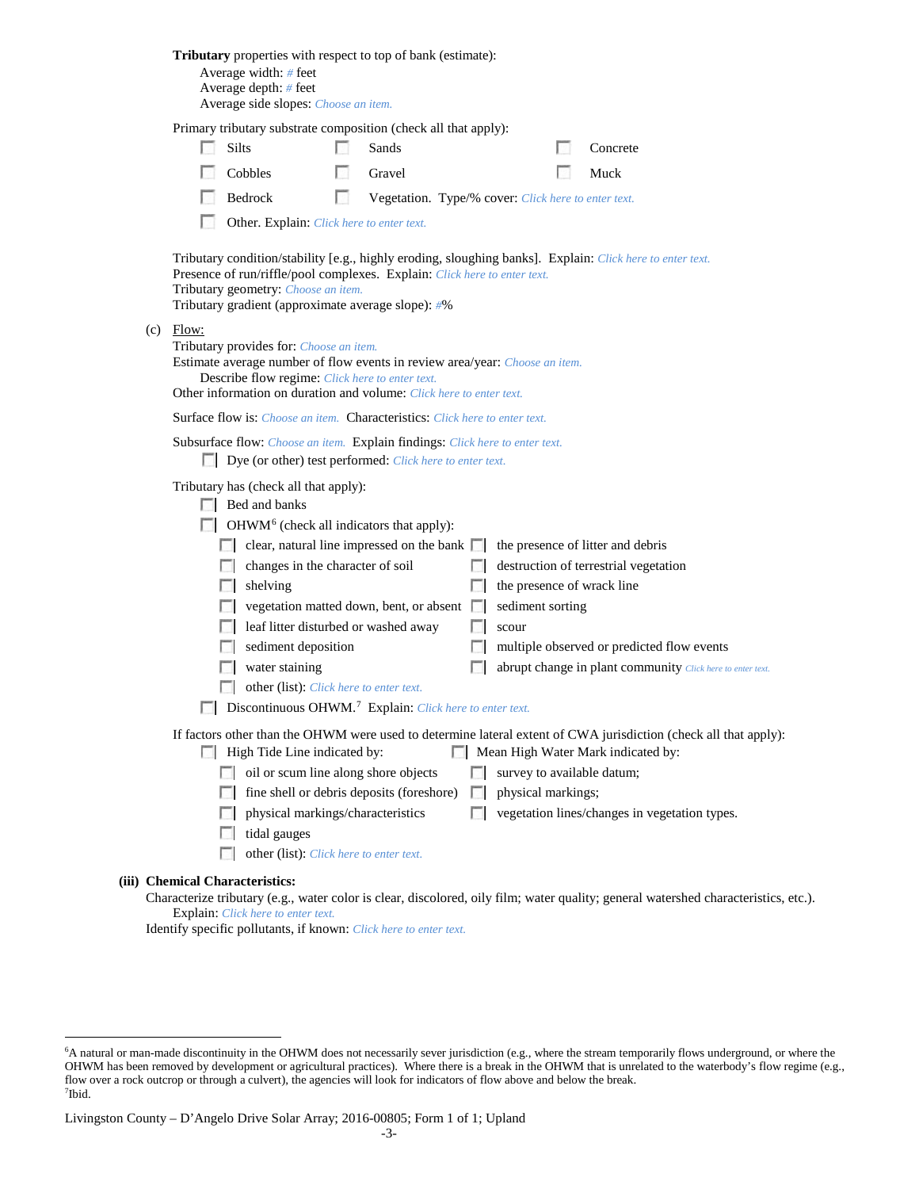**Tributary** properties with respect to top of bank (estimate):

Average width: # feet
Average depth: # feet
Average side slopes: *Choose an item.*

Primary tributary substrate composition (check all that apply):

- ☐ Silts
- ☐ Sands
- ☐ Concrete
- ☐ Cobbles
- ☐ Gravel
- ☐ Muck
- ☐ Bedrock
- ☐ Vegetation. Type/% cover: *Click here to enter text.*
- ☐ Other. Explain: *Click here to enter text.*

Tributary condition/stability [e.g., highly eroding, sloughing banks]. Explain: *Click here to enter text.*
Presence of run/riffle/pool complexes. Explain: *Click here to enter text.*
Tributary geometry: *Choose an item.*
Tributary gradient (approximate average slope): #%

(c) Flow:

Tributary provides for: *Choose an item.*
Estimate average number of flow events in review area/year: *Choose an item.*
Describe flow regime: *Click here to enter text.*
Other information on duration and volume: *Click here to enter text.*

Surface flow is: *Choose an item.* Characteristics: *Click here to enter text.*

Subsurface flow: *Choose an item.* Explain findings: *Click here to enter text.*

- ☐ Dye (or other) test performed: *Click here to enter text.*

Tributary has (check all that apply):

- ☐ Bed and banks
- ☐ OHWM[6] (check all indicators that apply):
  - ☐ clear, natural line impressed on the bank
  - ☐ the presence of litter and debris
  - ☐ changes in the character of soil
  - ☐ destruction of terrestrial vegetation
  - ☐ shelving
  - ☐ the presence of wrack line
  - ☐ vegetation matted down, bent, or absent
  - ☐ sediment sorting
  - ☐ leaf litter disturbed or washed away
  - ☐ scour
  - ☐ sediment deposition
  - ☐ multiple observed or predicted flow events
  - ☐ water staining
  - ☐ abrupt change in plant community *Click here to enter text.*
  - ☐ other (list): *Click here to enter text.*
- ☐ Discontinuous OHWM.[7] Explain: *Click here to enter text.*

If factors other than the OHWM were used to determine lateral extent of CWA jurisdiction (check all that apply):

- ☐ High Tide Line indicated by:
  - ☐ oil or scum line along shore objects
  - ☐ fine shell or debris deposits (foreshore)
  - ☐ physical markings/characteristics
  - ☐ tidal gauges
  - ☐ other (list): *Click here to enter text.*
- ☐ Mean High Water Mark indicated by:
  - ☐ survey to available datum;
  - ☐ physical markings;
  - ☐ vegetation lines/changes in vegetation types.

**(iii) Chemical Characteristics:**

Characterize tributary (e.g., water color is clear, discolored, oily film; water quality; general watershed characteristics, etc.).
Explain: *Click here to enter text.*
Identify specific pollutants, if known: *Click here to enter text.*

---

[6]A natural or man-made discontinuity in the OHWM does not necessarily sever jurisdiction (e.g., where the stream temporarily flows underground, or where the OHWM has been removed by development or agricultural practices). Where there is a break in the OHWM that is unrelated to the waterbody's flow regime (e.g., flow over a rock outcrop or through a culvert), the agencies will look for indicators of flow above and below the break.
[7]Ibid.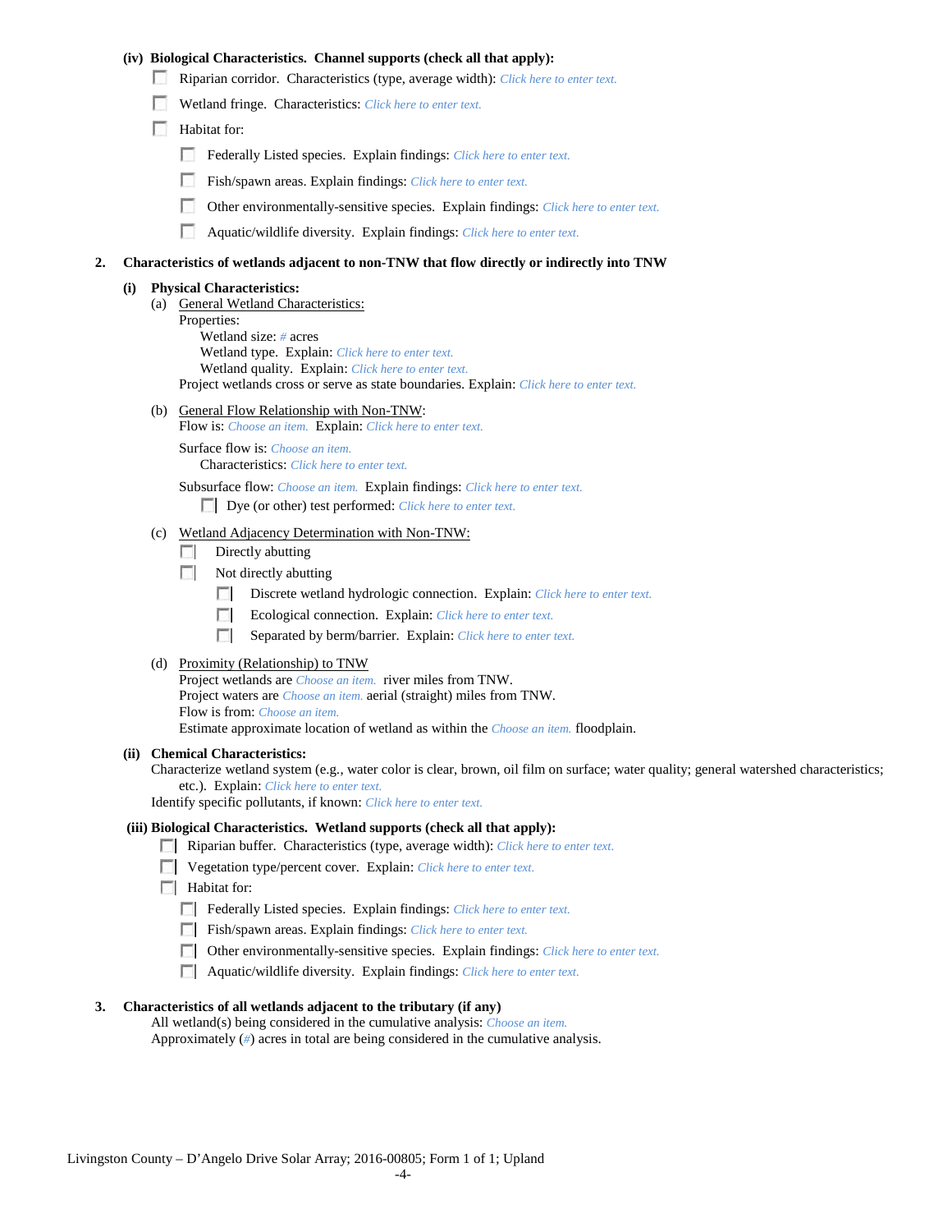(iv) **Biological Characteristics. Channel supports (check all that apply):**

- ☐ Riparian corridor. Characteristics (type, average width): *Click here to enter text.*
- ☐ Wetland fringe. Characteristics: *Click here to enter text.*
- ☐ Habitat for:
  - ☐ Federally Listed species. Explain findings: *Click here to enter text.*
  - ☐ Fish/spawn areas. Explain findings: *Click here to enter text.*
  - ☐ Other environmentally-sensitive species. Explain findings: *Click here to enter text.*
  - ☐ Aquatic/wildlife diversity. Explain findings: *Click here to enter text.*

**2. Characteristics of wetlands adjacent to non-TNW that flow directly or indirectly into TNW**

**(i) Physical Characteristics:**

(a) General Wetland Characteristics:

Properties:

Wetland size: *#* acres

Wetland type. Explain: *Click here to enter text.*

Wetland quality. Explain: *Click here to enter text.*

Project wetlands cross or serve as state boundaries. Explain: *Click here to enter text.*

(b) General Flow Relationship with Non-TNW:

Flow is: *Choose an item.* Explain: *Click here to enter text.*

Surface flow is: *Choose an item.*

Characteristics: *Click here to enter text.*

Subsurface flow: *Choose an item.* Explain findings: *Click here to enter text.*

☐ Dye (or other) test performed: *Click here to enter text.*

(c) Wetland Adjacency Determination with Non-TNW:

- ☐ Directly abutting
- ☐ Not directly abutting
  - ☐ Discrete wetland hydrologic connection. Explain: *Click here to enter text.*
  - ☐ Ecological connection. Explain: *Click here to enter text.*
  - ☐ Separated by berm/barrier. Explain: *Click here to enter text.*

(d) Proximity (Relationship) to TNW

Project wetlands are *Choose an item.* river miles from TNW.

Project waters are *Choose an item.* aerial (straight) miles from TNW.

Flow is from: *Choose an item.*

Estimate approximate location of wetland as within the *Choose an item.* floodplain.

**(ii) Chemical Characteristics:**

Characterize wetland system (e.g., water color is clear, brown, oil film on surface; water quality; general watershed characteristics; etc.). Explain: *Click here to enter text.*

Identify specific pollutants, if known: *Click here to enter text.*

**(iii) Biological Characteristics. Wetland supports (check all that apply):**

- ☐ Riparian buffer. Characteristics (type, average width): *Click here to enter text.*
- ☐ Vegetation type/percent cover. Explain: *Click here to enter text.*
- ☐ Habitat for:
  - ☐ Federally Listed species. Explain findings: *Click here to enter text.*
  - ☐ Fish/spawn areas. Explain findings: *Click here to enter text.*
  - ☐ Other environmentally-sensitive species. Explain findings: *Click here to enter text.*
  - ☐ Aquatic/wildlife diversity. Explain findings: *Click here to enter text.*

**3. Characteristics of all wetlands adjacent to the tributary (if any)**

All wetland(s) being considered in the cumulative analysis: *Choose an item.*

Approximately (*#*) acres in total are being considered in the cumulative analysis.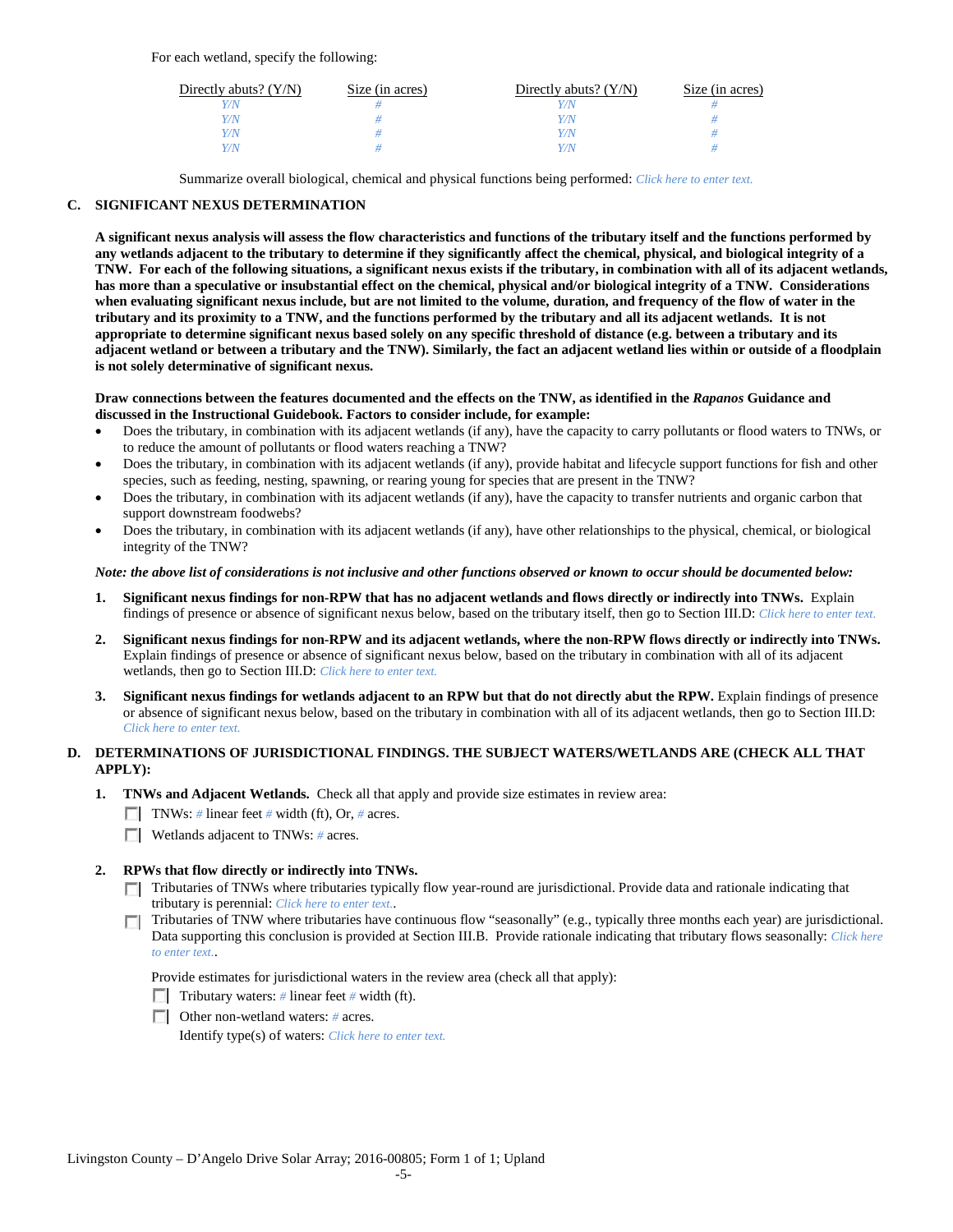For each wetland, specify the following:

| Directly abuts? (Y/N) | Size (in acres) | Directly abuts? (Y/N) | Size (in acres) |
|---|---|---|---|
| Y/N | # | Y/N | # |
| Y/N | # | Y/N | # |
| Y/N | # | Y/N | # |
| Y/N | # | Y/N | # |

Summarize overall biological, chemical and physical functions being performed: Click here to enter text.

**C. SIGNIFICANT NEXUS DETERMINATION**

**A significant nexus analysis will assess the flow characteristics and functions of the tributary itself and the functions performed by any wetlands adjacent to the tributary to determine if they significantly affect the chemical, physical, and biological integrity of a TNW. For each of the following situations, a significant nexus exists if the tributary, in combination with all of its adjacent wetlands, has more than a speculative or insubstantial effect on the chemical, physical and/or biological integrity of a TNW. Considerations when evaluating significant nexus include, but are not limited to the volume, duration, and frequency of the flow of water in the tributary and its proximity to a TNW, and the functions performed by the tributary and all its adjacent wetlands. It is not appropriate to determine significant nexus based solely on any specific threshold of distance (e.g. between a tributary and its adjacent wetland or between a tributary and the TNW). Similarly, the fact an adjacent wetland lies within or outside of a floodplain is not solely determinative of significant nexus.**

**Draw connections between the features documented and the effects on the TNW, as identified in the *Rapanos* Guidance and discussed in the Instructional Guidebook. Factors to consider include, for example:**

- Does the tributary, in combination with its adjacent wetlands (if any), have the capacity to carry pollutants or flood waters to TNWs, or to reduce the amount of pollutants or flood waters reaching a TNW?
- Does the tributary, in combination with its adjacent wetlands (if any), provide habitat and lifecycle support functions for fish and other species, such as feeding, nesting, spawning, or rearing young for species that are present in the TNW?
- Does the tributary, in combination with its adjacent wetlands (if any), have the capacity to transfer nutrients and organic carbon that support downstream foodwebs?
- Does the tributary, in combination with its adjacent wetlands (if any), have other relationships to the physical, chemical, or biological integrity of the TNW?

***Note: the above list of considerations is not inclusive and other functions observed or known to occur should be documented below:***

1. **Significant nexus findings for non-RPW that has no adjacent wetlands and flows directly or indirectly into TNWs.** Explain findings of presence or absence of significant nexus below, based on the tributary itself, then go to Section III.D: Click here to enter text.

2. **Significant nexus findings for non-RPW and its adjacent wetlands, where the non-RPW flows directly or indirectly into TNWs.** Explain findings of presence or absence of significant nexus below, based on the tributary in combination with all of its adjacent wetlands, then go to Section III.D: Click here to enter text.

3. **Significant nexus findings for wetlands adjacent to an RPW but that do not directly abut the RPW.** Explain findings of presence or absence of significant nexus below, based on the tributary in combination with all of its adjacent wetlands, then go to Section III.D: Click here to enter text.

**D. DETERMINATIONS OF JURISDICTIONAL FINDINGS. THE SUBJECT WATERS/WETLANDS ARE (CHECK ALL THAT APPLY):**

1. **TNWs and Adjacent Wetlands.** Check all that apply and provide size estimates in review area:
   - ☐ TNWs: # linear feet # width (ft), Or, # acres.
   - ☐ Wetlands adjacent to TNWs: # acres.

2. **RPWs that flow directly or indirectly into TNWs.**
   - ☐ Tributaries of TNWs where tributaries typically flow year-round are jurisdictional. Provide data and rationale indicating that tributary is perennial: Click here to enter text..
   - ☐ Tributaries of TNW where tributaries have continuous flow "seasonally" (e.g., typically three months each year) are jurisdictional. Data supporting this conclusion is provided at Section III.B. Provide rationale indicating that tributary flows seasonally: Click here to enter text..

   Provide estimates for jurisdictional waters in the review area (check all that apply):
   - ☐ Tributary waters: # linear feet # width (ft).
   - ☐ Other non-wetland waters: # acres.

     Identify type(s) of waters: Click here to enter text.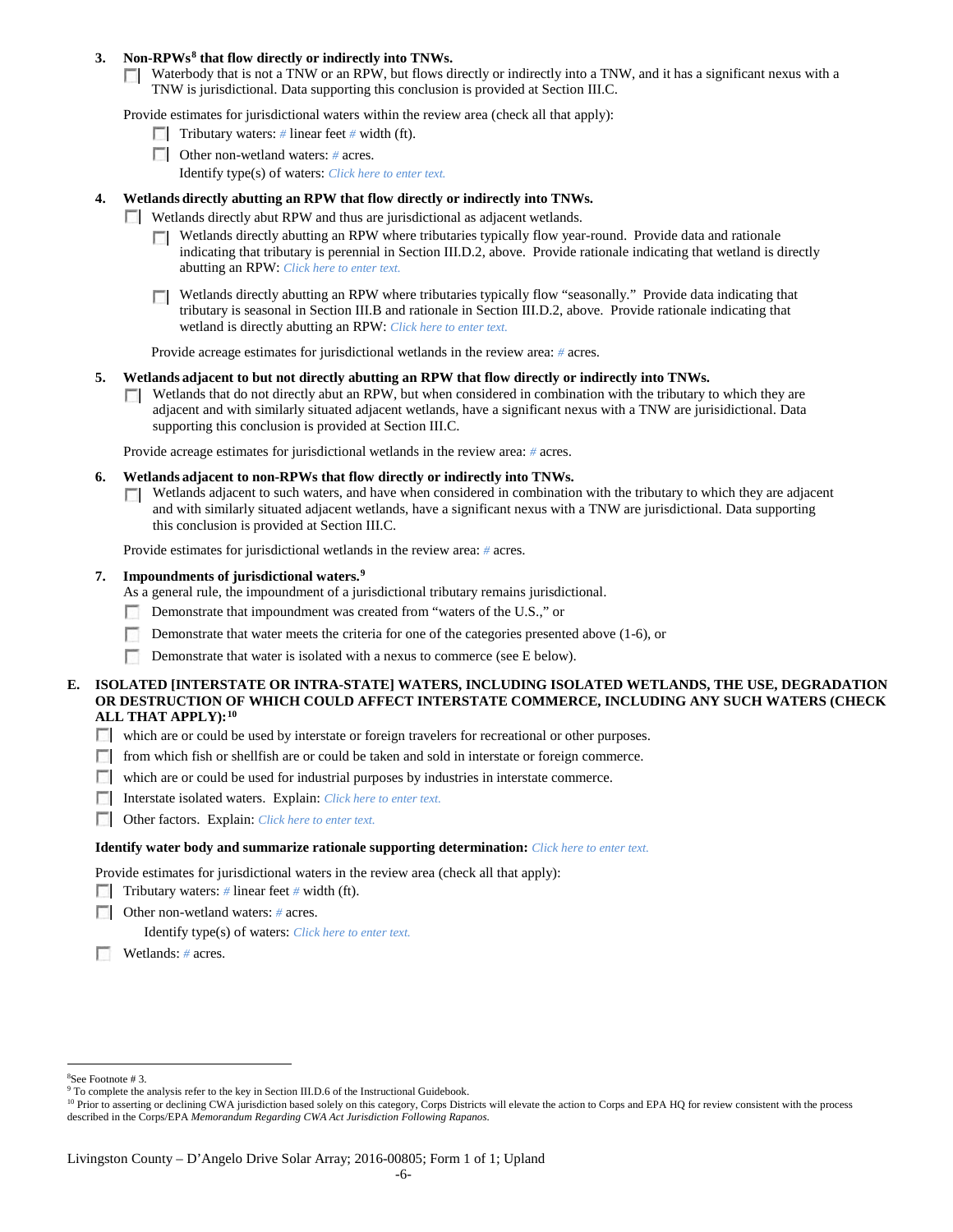3. **Non-RPWs[8] that flow directly or indirectly into TNWs.**
   - ☐ Waterbody that is not a TNW or an RPW, but flows directly or indirectly into a TNW, and it has a significant nexus with a TNW is jurisdictional. Data supporting this conclusion is provided at Section III.C.

   Provide estimates for jurisdictional waters within the review area (check all that apply):
   - ☐ Tributary waters: # linear feet # width (ft).
   - ☐ Other non-wetland waters: # acres.
     Identify type(s) of waters: Click here to enter text.

4. **Wetlands directly abutting an RPW that flow directly or indirectly into TNWs.**
   - ☐ Wetlands directly abut RPW and thus are jurisdictional as adjacent wetlands.
     - ☐ Wetlands directly abutting an RPW where tributaries typically flow year-round. Provide data and rationale indicating that tributary is perennial in Section III.D.2, above. Provide rationale indicating that wetland is directly abutting an RPW: Click here to enter text.
     - ☐ Wetlands directly abutting an RPW where tributaries typically flow "seasonally." Provide data indicating that tributary is seasonal in Section III.B and rationale in Section III.D.2, above. Provide rationale indicating that wetland is directly abutting an RPW: Click here to enter text.

     Provide acreage estimates for jurisdictional wetlands in the review area: # acres.

5. **Wetlands adjacent to but not directly abutting an RPW that flow directly or indirectly into TNWs.**
   - ☐ Wetlands that do not directly abut an RPW, but when considered in combination with the tributary to which they are adjacent and with similarly situated adjacent wetlands, have a significant nexus with a TNW are jurisidictional. Data supporting this conclusion is provided at Section III.C.

   Provide acreage estimates for jurisdictional wetlands in the review area: # acres.

6. **Wetlands adjacent to non-RPWs that flow directly or indirectly into TNWs.**
   - ☐ Wetlands adjacent to such waters, and have when considered in combination with the tributary to which they are adjacent and with similarly situated adjacent wetlands, have a significant nexus with a TNW are jurisdictional. Data supporting this conclusion is provided at Section III.C.

   Provide estimates for jurisdictional wetlands in the review area: # acres.

7. **Impoundments of jurisdictional waters.[9]**
   As a general rule, the impoundment of a jurisdictional tributary remains jurisdictional.
   - ☐ Demonstrate that impoundment was created from "waters of the U.S.," or
   - ☐ Demonstrate that water meets the criteria for one of the categories presented above (1-6), or
   - ☐ Demonstrate that water is isolated with a nexus to commerce (see E below).

**E. ISOLATED [INTERSTATE OR INTRA-STATE] WATERS, INCLUDING ISOLATED WETLANDS, THE USE, DEGRADATION OR DESTRUCTION OF WHICH COULD AFFECT INTERSTATE COMMERCE, INCLUDING ANY SUCH WATERS (CHECK ALL THAT APPLY):[10]**

- ☐ which are or could be used by interstate or foreign travelers for recreational or other purposes.
- ☐ from which fish or shellfish are or could be taken and sold in interstate or foreign commerce.
- ☐ which are or could be used for industrial purposes by industries in interstate commerce.
- ☐ Interstate isolated waters. Explain: Click here to enter text.
- ☐ Other factors. Explain: Click here to enter text.

**Identify water body and summarize rationale supporting determination:** Click here to enter text.

Provide estimates for jurisdictional waters in the review area (check all that apply):
- ☐ Tributary waters: # linear feet # width (ft).
- ☐ Other non-wetland waters: # acres.
  Identify type(s) of waters: Click here to enter text.
- ☐ Wetlands: # acres.

---

[8] See Footnote # 3.
[9] To complete the analysis refer to the key in Section III.D.6 of the Instructional Guidebook.
[10] Prior to asserting or declining CWA jurisdiction based solely on this category, Corps Districts will elevate the action to Corps and EPA HQ for review consistent with the process described in the Corps/EPA *Memorandum Regarding CWA Act Jurisdiction Following Rapanos.*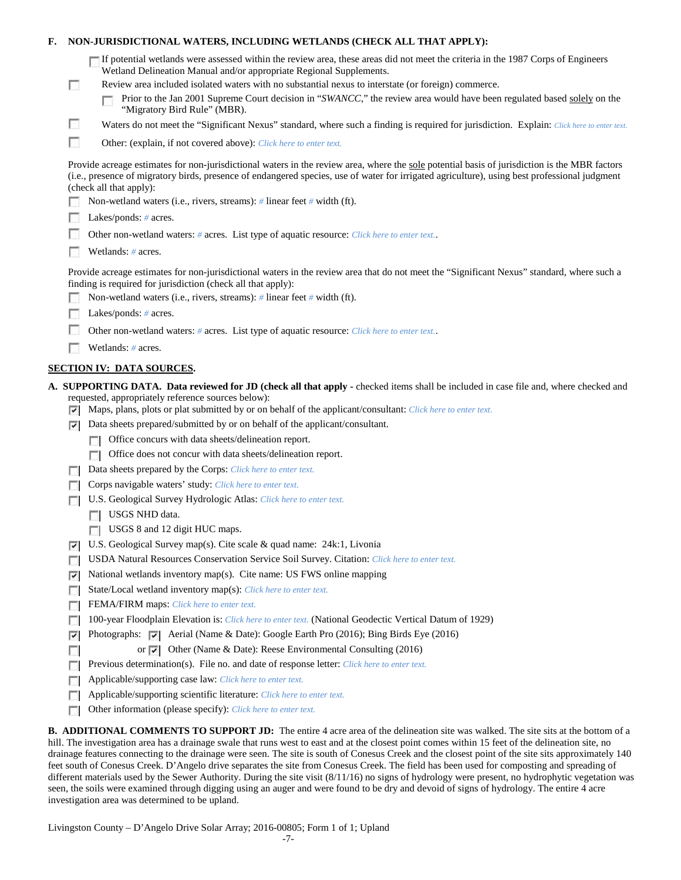**F. NON-JURISDICTIONAL WATERS, INCLUDING WETLANDS (CHECK ALL THAT APPLY):**

- ☐ If potential wetlands were assessed within the review area, these areas did not meet the criteria in the 1987 Corps of Engineers Wetland Delineation Manual and/or appropriate Regional Supplements.
- ☐ Review area included isolated waters with no substantial nexus to interstate (or foreign) commerce.
  - ☐ Prior to the Jan 2001 Supreme Court decision in "*SWANCC*," the review area would have been regulated based solely on the "Migratory Bird Rule" (MBR).
- ☐ Waters do not meet the "Significant Nexus" standard, where such a finding is required for jurisdiction. Explain: *Click here to enter text.*
- ☐ Other: (explain, if not covered above): *Click here to enter text.*

Provide acreage estimates for non-jurisdictional waters in the review area, where the sole potential basis of jurisdiction is the MBR factors (i.e., presence of migratory birds, presence of endangered species, use of water for irrigated agriculture), using best professional judgment (check all that apply):

- ☐ Non-wetland waters (i.e., rivers, streams): # linear feet # width (ft).
- ☐ Lakes/ponds: # acres.
- ☐ Other non-wetland waters: # acres. List type of aquatic resource: *Click here to enter text.*.
- ☐ Wetlands: # acres.

Provide acreage estimates for non-jurisdictional waters in the review area that do not meet the "Significant Nexus" standard, where such a finding is required for jurisdiction (check all that apply):

- ☐ Non-wetland waters (i.e., rivers, streams): # linear feet # width (ft).
- ☐ Lakes/ponds: # acres.
- ☐ Other non-wetland waters: # acres. List type of aquatic resource: *Click here to enter text.*.
- ☐ Wetlands: # acres.

## SECTION IV: DATA SOURCES.

**A. SUPPORTING DATA. Data reviewed for JD (check all that apply** - checked items shall be included in case file and, where checked and requested, appropriately reference sources below):

- ☑ Maps, plans, plots or plat submitted by or on behalf of the applicant/consultant: *Click here to enter text.*
- ☑ Data sheets prepared/submitted by or on behalf of the applicant/consultant.
  - ☐ Office concurs with data sheets/delineation report.
  - ☐ Office does not concur with data sheets/delineation report.
- ☐ Data sheets prepared by the Corps: *Click here to enter text.*
- ☐ Corps navigable waters' study: *Click here to enter text.*
- ☐ U.S. Geological Survey Hydrologic Atlas: *Click here to enter text.*
  - ☐ USGS NHD data.
  - ☐ USGS 8 and 12 digit HUC maps.
- ☑ U.S. Geological Survey map(s). Cite scale & quad name: 24k:1, Livonia
- ☐ USDA Natural Resources Conservation Service Soil Survey. Citation: *Click here to enter text.*
- ☑ National wetlands inventory map(s). Cite name: US FWS online mapping
- ☐ State/Local wetland inventory map(s): *Click here to enter text.*
- ☐ FEMA/FIRM maps: *Click here to enter text.*
- ☐ 100-year Floodplain Elevation is: *Click here to enter text.* (National Geodectic Vertical Datum of 1929)
- ☑ Photographs: ☑ Aerial (Name & Date): Google Earth Pro (2016); Bing Birds Eye (2016)
- ☐ or ☑ Other (Name & Date): Reese Environmental Consulting (2016)
- ☐ Previous determination(s). File no. and date of response letter: *Click here to enter text.*
- ☐ Applicable/supporting case law: *Click here to enter text.*
- ☐ Applicable/supporting scientific literature: *Click here to enter text.*
- ☐ Other information (please specify): *Click here to enter text.*

**B. ADDITIONAL COMMENTS TO SUPPORT JD:** The entire 4 acre area of the delineation site was walked. The site sits at the bottom of a hill. The investigation area has a drainage swale that runs west to east and at the closest point comes within 15 feet of the delineation site, no drainage features connecting to the drainage were seen. The site is south of Conesus Creek and the closest point of the site sits approximately 140 feet south of Conesus Creek. D'Angelo drive separates the site from Conesus Creek. The field has been used for composting and spreading of different materials used by the Sewer Authority. During the site visit (8/11/16) no signs of hydrology were present, no hydrophytic vegetation was seen, the soils were examined through digging using an auger and were found to be dry and devoid of signs of hydrology. The entire 4 acre investigation area was determined to be upland.

Livingston County – D'Angelo Drive Solar Array; 2016-00805; Form 1 of 1; Upland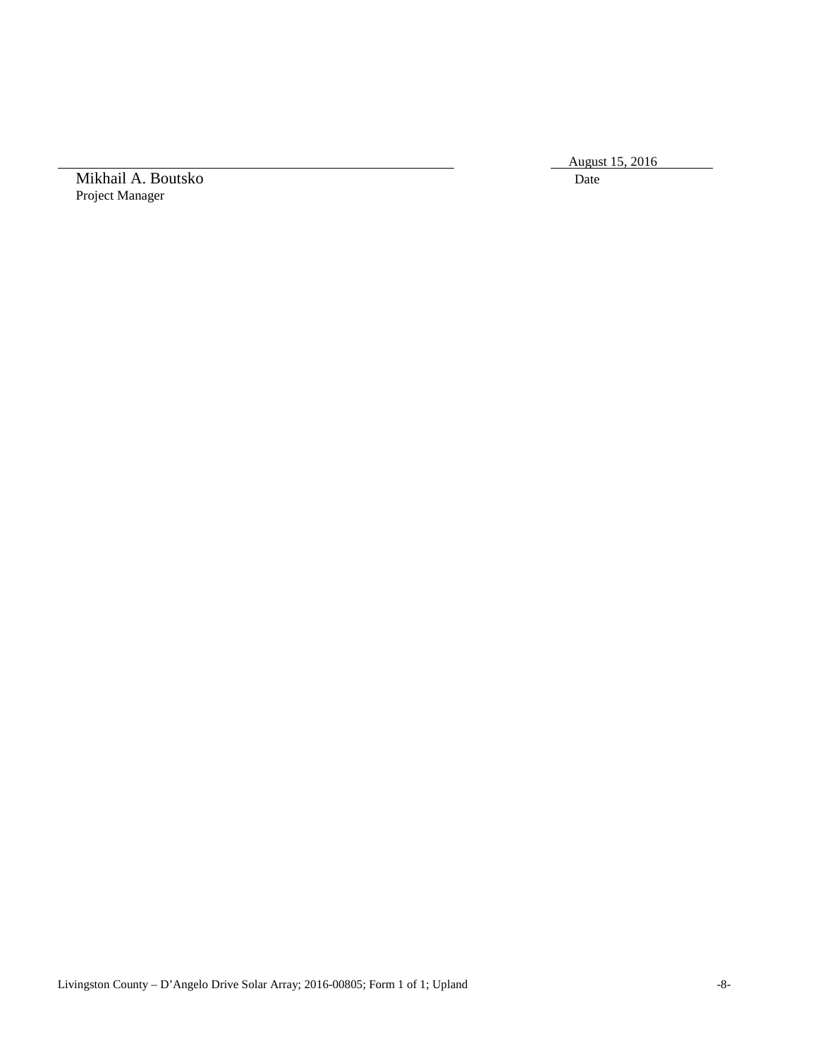Mikhail A. Boutsko
Project Manager

August 15, 2016
Date